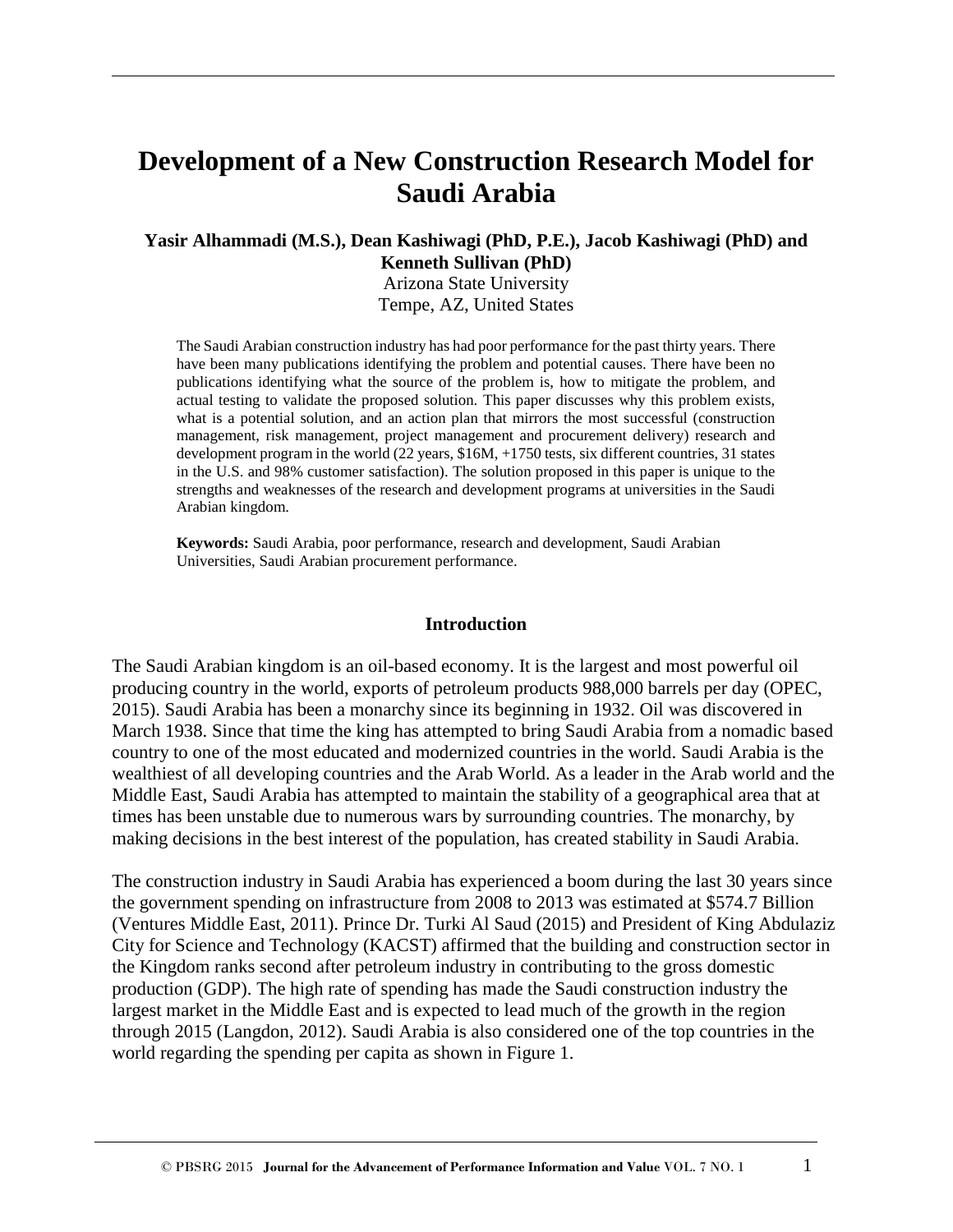# Development of a New Construction Research Model for Saudi Arabia

**Yasir Alhammadi (M.S.), Dean Kashiwagi (PhD, P.E.), Jacob Kashiwagi (PhD) and Kenneth Sullivan (PhD)**
Arizona State University
Tempe, AZ, United States

The Saudi Arabian construction industry has had poor performance for the past thirty years. There have been many publications identifying the problem and potential causes. There have been no publications identifying what the source of the problem is, how to mitigate the problem, and actual testing to validate the proposed solution. This paper discusses why this problem exists, what is a potential solution, and an action plan that mirrors the most successful (construction management, risk management, project management and procurement delivery) research and development program in the world (22 years, $16M, +1750 tests, six different countries, 31 states in the U.S. and 98% customer satisfaction). The solution proposed in this paper is unique to the strengths and weaknesses of the research and development programs at universities in the Saudi Arabian kingdom.

**Keywords:** Saudi Arabia, poor performance, research and development, Saudi Arabian Universities, Saudi Arabian procurement performance.

## Introduction

The Saudi Arabian kingdom is an oil-based economy. It is the largest and most powerful oil producing country in the world, exports of petroleum products 988,000 barrels per day (OPEC, 2015). Saudi Arabia has been a monarchy since its beginning in 1932. Oil was discovered in March 1938. Since that time the king has attempted to bring Saudi Arabia from a nomadic based country to one of the most educated and modernized countries in the world. Saudi Arabia is the wealthiest of all developing countries and the Arab World. As a leader in the Arab world and the Middle East, Saudi Arabia has attempted to maintain the stability of a geographical area that at times has been unstable due to numerous wars by surrounding countries. The monarchy, by making decisions in the best interest of the population, has created stability in Saudi Arabia.

The construction industry in Saudi Arabia has experienced a boom during the last 30 years since the government spending on infrastructure from 2008 to 2013 was estimated at $574.7 Billion (Ventures Middle East, 2011). Prince Dr. Turki Al Saud (2015) and President of King Abdulaziz City for Science and Technology (KACST) affirmed that the building and construction sector in the Kingdom ranks second after petroleum industry in contributing to the gross domestic production (GDP). The high rate of spending has made the Saudi construction industry the largest market in the Middle East and is expected to lead much of the growth in the region through 2015 (Langdon, 2012). Saudi Arabia is also considered one of the top countries in the world regarding the spending per capita as shown in Figure 1.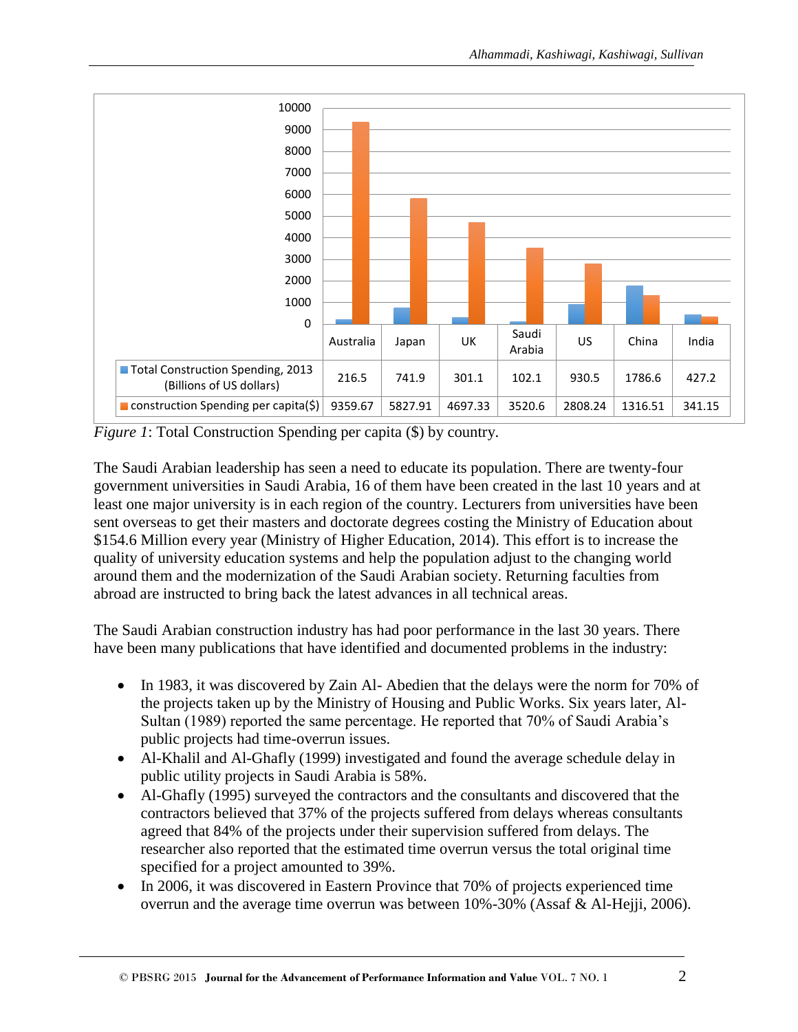| | Australia | Japan | UK | Saudi Arabia | US | China | India |
|---|---|---|---|---|---|---|---|
| Total Construction Spending, 2013 (Billions of US dollars) | 216.5 | 741.9 | 301.1 | 102.1 | 930.5 | 1786.6 | 427.2 |
| construction Spending per capita($) | 9359.67 | 5827.91 | 4697.33 | 3520.6 | 2808.24 | 1316.51 | 341.15 |

*Figure 1*: Total Construction Spending per capita ($) by country.

The Saudi Arabian leadership has seen a need to educate its population. There are twenty-four government universities in Saudi Arabia, 16 of them have been created in the last 10 years and at least one major university is in each region of the country. Lecturers from universities have been sent overseas to get their masters and doctorate degrees costing the Ministry of Education about $154.6 Million every year (Ministry of Higher Education, 2014). This effort is to increase the quality of university education systems and help the population adjust to the changing world around them and the modernization of the Saudi Arabian society. Returning faculties from abroad are instructed to bring back the latest advances in all technical areas.

The Saudi Arabian construction industry has had poor performance in the last 30 years. There have been many publications that have identified and documented problems in the industry:

- In 1983, it was discovered by Zain Al- Abedien that the delays were the norm for 70% of the projects taken up by the Ministry of Housing and Public Works. Six years later, Al-Sultan (1989) reported the same percentage. He reported that 70% of Saudi Arabia's public projects had time-overrun issues.
- Al-Khalil and Al-Ghafly (1999) investigated and found the average schedule delay in public utility projects in Saudi Arabia is 58%.
- Al-Ghafly (1995) surveyed the contractors and the consultants and discovered that the contractors believed that 37% of the projects suffered from delays whereas consultants agreed that 84% of the projects under their supervision suffered from delays. The researcher also reported that the estimated time overrun versus the total original time specified for a project amounted to 39%.
- In 2006, it was discovered in Eastern Province that 70% of projects experienced time overrun and the average time overrun was between 10%-30% (Assaf & Al-Hejji, 2006).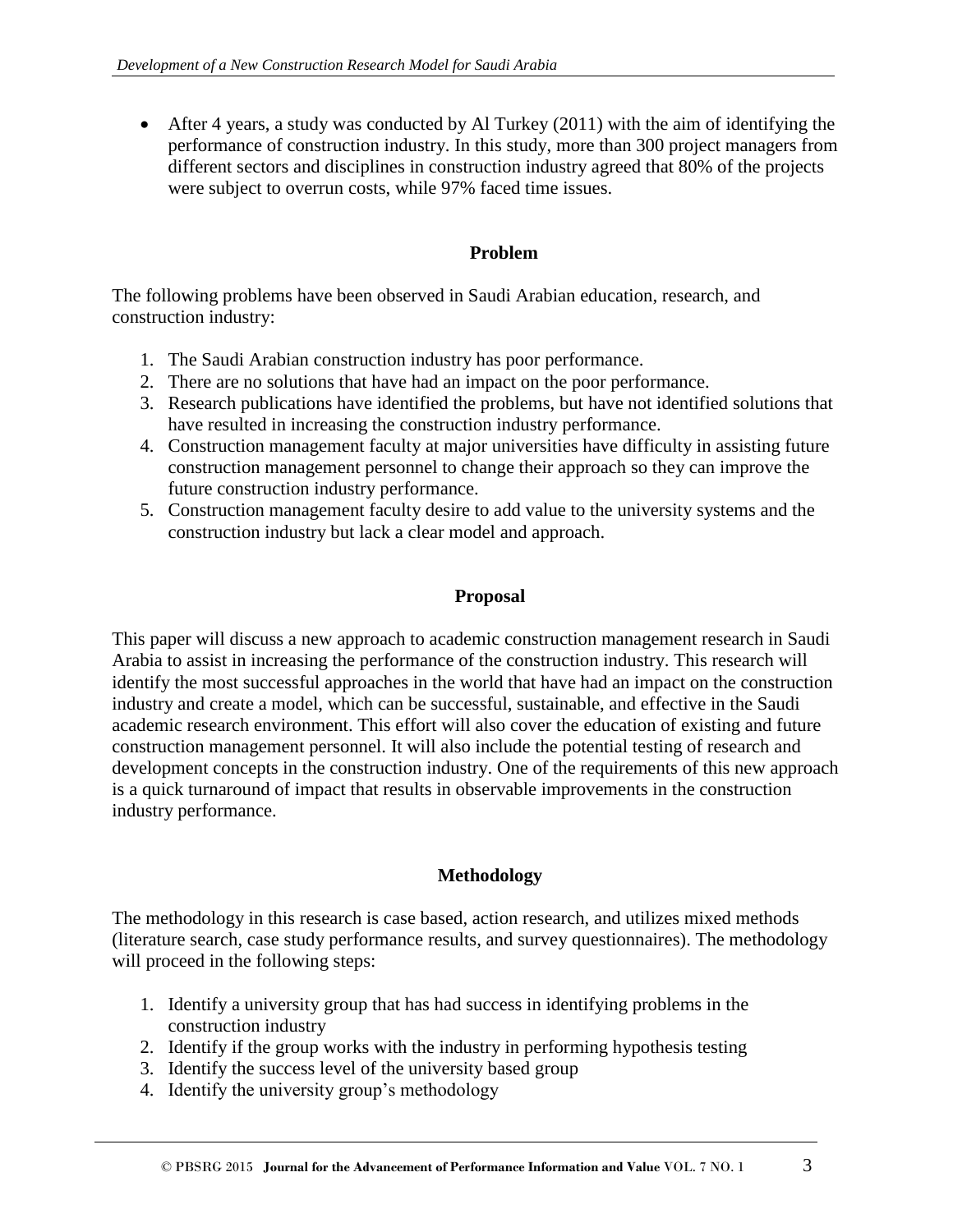- After 4 years, a study was conducted by Al Turkey (2011) with the aim of identifying the performance of construction industry. In this study, more than 300 project managers from different sectors and disciplines in construction industry agreed that 80% of the projects were subject to overrun costs, while 97% faced time issues.

## Problem

The following problems have been observed in Saudi Arabian education, research, and construction industry:

1. The Saudi Arabian construction industry has poor performance.
2. There are no solutions that have had an impact on the poor performance.
3. Research publications have identified the problems, but have not identified solutions that have resulted in increasing the construction industry performance.
4. Construction management faculty at major universities have difficulty in assisting future construction management personnel to change their approach so they can improve the future construction industry performance.
5. Construction management faculty desire to add value to the university systems and the construction industry but lack a clear model and approach.

## Proposal

This paper will discuss a new approach to academic construction management research in Saudi Arabia to assist in increasing the performance of the construction industry. This research will identify the most successful approaches in the world that have had an impact on the construction industry and create a model, which can be successful, sustainable, and effective in the Saudi academic research environment. This effort will also cover the education of existing and future construction management personnel. It will also include the potential testing of research and development concepts in the construction industry. One of the requirements of this new approach is a quick turnaround of impact that results in observable improvements in the construction industry performance.

## Methodology

The methodology in this research is case based, action research, and utilizes mixed methods (literature search, case study performance results, and survey questionnaires). The methodology will proceed in the following steps:

1. Identify a university group that has had success in identifying problems in the construction industry
2. Identify if the group works with the industry in performing hypothesis testing
3. Identify the success level of the university based group
4. Identify the university group's methodology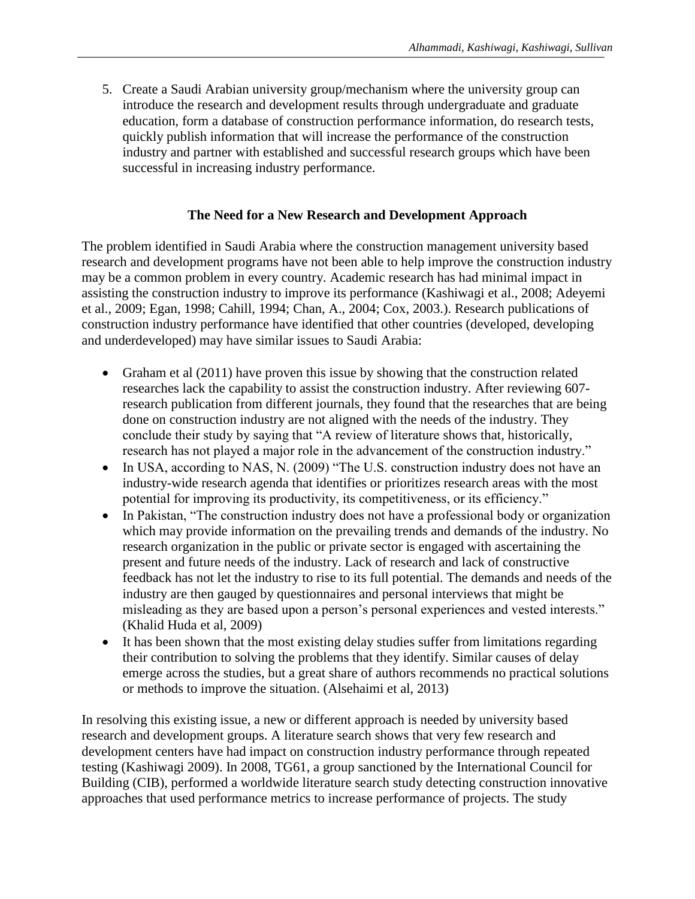5. Create a Saudi Arabian university group/mechanism where the university group can introduce the research and development results through undergraduate and graduate education, form a database of construction performance information, do research tests, quickly publish information that will increase the performance of the construction industry and partner with established and successful research groups which have been successful in increasing industry performance.

## The Need for a New Research and Development Approach

The problem identified in Saudi Arabia where the construction management university based research and development programs have not been able to help improve the construction industry may be a common problem in every country. Academic research has had minimal impact in assisting the construction industry to improve its performance (Kashiwagi et al., 2008; Adeyemi et al., 2009; Egan, 1998; Cahill, 1994; Chan, A., 2004; Cox, 2003.). Research publications of construction industry performance have identified that other countries (developed, developing and underdeveloped) may have similar issues to Saudi Arabia:

- Graham et al (2011) have proven this issue by showing that the construction related researches lack the capability to assist the construction industry. After reviewing 607-research publication from different journals, they found that the researches that are being done on construction industry are not aligned with the needs of the industry. They conclude their study by saying that "A review of literature shows that, historically, research has not played a major role in the advancement of the construction industry."
- In USA, according to NAS, N. (2009) "The U.S. construction industry does not have an industry-wide research agenda that identifies or prioritizes research areas with the most potential for improving its productivity, its competitiveness, or its efficiency."
- In Pakistan, "The construction industry does not have a professional body or organization which may provide information on the prevailing trends and demands of the industry. No research organization in the public or private sector is engaged with ascertaining the present and future needs of the industry. Lack of research and lack of constructive feedback has not let the industry to rise to its full potential. The demands and needs of the industry are then gauged by questionnaires and personal interviews that might be misleading as they are based upon a person's personal experiences and vested interests." (Khalid Huda et al, 2009)
- It has been shown that the most existing delay studies suffer from limitations regarding their contribution to solving the problems that they identify. Similar causes of delay emerge across the studies, but a great share of authors recommends no practical solutions or methods to improve the situation. (Alsehaimi et al, 2013)

In resolving this existing issue, a new or different approach is needed by university based research and development groups. A literature search shows that very few research and development centers have had impact on construction industry performance through repeated testing (Kashiwagi 2009). In 2008, TG61, a group sanctioned by the International Council for Building (CIB), performed a worldwide literature search study detecting construction innovative approaches that used performance metrics to increase performance of projects. The study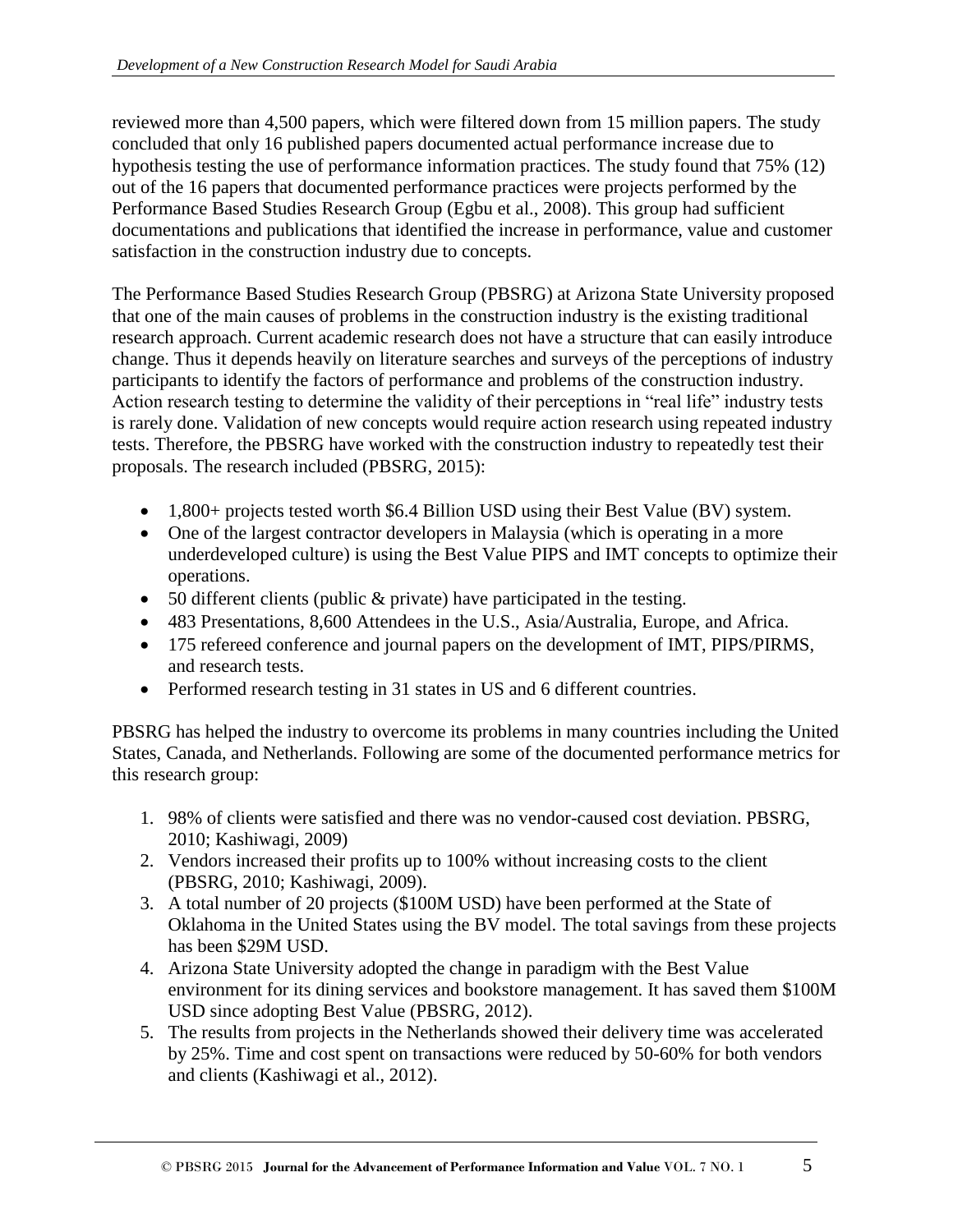reviewed more than 4,500 papers, which were filtered down from 15 million papers. The study concluded that only 16 published papers documented actual performance increase due to hypothesis testing the use of performance information practices. The study found that 75% (12) out of the 16 papers that documented performance practices were projects performed by the Performance Based Studies Research Group (Egbu et al., 2008). This group had sufficient documentations and publications that identified the increase in performance, value and customer satisfaction in the construction industry due to concepts.

The Performance Based Studies Research Group (PBSRG) at Arizona State University proposed that one of the main causes of problems in the construction industry is the existing traditional research approach. Current academic research does not have a structure that can easily introduce change. Thus it depends heavily on literature searches and surveys of the perceptions of industry participants to identify the factors of performance and problems of the construction industry. Action research testing to determine the validity of their perceptions in "real life" industry tests is rarely done. Validation of new concepts would require action research using repeated industry tests. Therefore, the PBSRG have worked with the construction industry to repeatedly test their proposals. The research included (PBSRG, 2015):

- 1,800+ projects tested worth $6.4 Billion USD using their Best Value (BV) system.
- One of the largest contractor developers in Malaysia (which is operating in a more underdeveloped culture) is using the Best Value PIPS and IMT concepts to optimize their operations.
- 50 different clients (public & private) have participated in the testing.
- 483 Presentations, 8,600 Attendees in the U.S., Asia/Australia, Europe, and Africa.
- 175 refereed conference and journal papers on the development of IMT, PIPS/PIRMS, and research tests.
- Performed research testing in 31 states in US and 6 different countries.

PBSRG has helped the industry to overcome its problems in many countries including the United States, Canada, and Netherlands. Following are some of the documented performance metrics for this research group:

1. 98% of clients were satisfied and there was no vendor-caused cost deviation. PBSRG, 2010; Kashiwagi, 2009)
2. Vendors increased their profits up to 100% without increasing costs to the client (PBSRG, 2010; Kashiwagi, 2009).
3. A total number of 20 projects ($100M USD) have been performed at the State of Oklahoma in the United States using the BV model. The total savings from these projects has been $29M USD.
4. Arizona State University adopted the change in paradigm with the Best Value environment for its dining services and bookstore management. It has saved them $100M USD since adopting Best Value (PBSRG, 2012).
5. The results from projects in the Netherlands showed their delivery time was accelerated by 25%. Time and cost spent on transactions were reduced by 50-60% for both vendors and clients (Kashiwagi et al., 2012).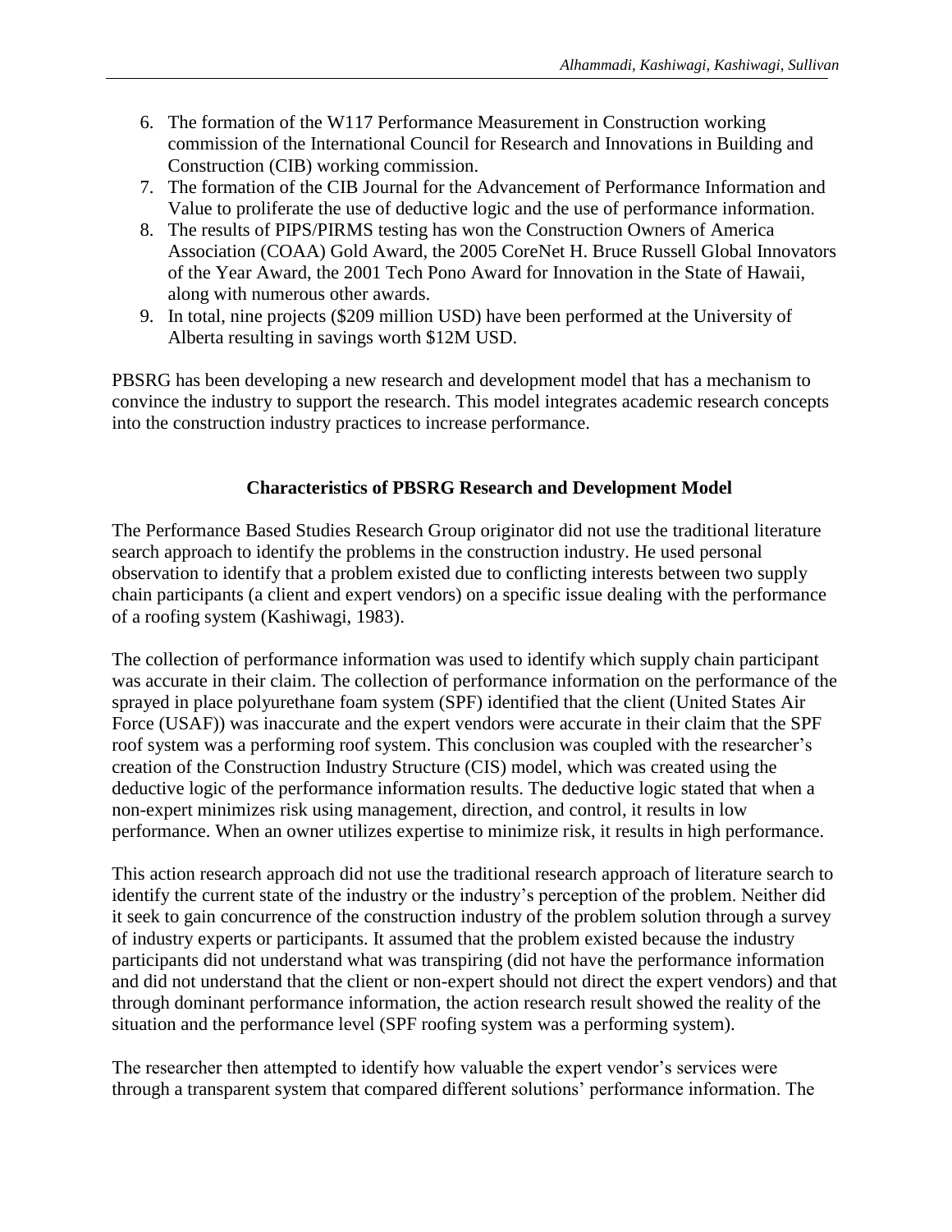6. The formation of the W117 Performance Measurement in Construction working commission of the International Council for Research and Innovations in Building and Construction (CIB) working commission.
7. The formation of the CIB Journal for the Advancement of Performance Information and Value to proliferate the use of deductive logic and the use of performance information.
8. The results of PIPS/PIRMS testing has won the Construction Owners of America Association (COAA) Gold Award, the 2005 CoreNet H. Bruce Russell Global Innovators of the Year Award, the 2001 Tech Pono Award for Innovation in the State of Hawaii, along with numerous other awards.
9. In total, nine projects ($209 million USD) have been performed at the University of Alberta resulting in savings worth $12M USD.

PBSRG has been developing a new research and development model that has a mechanism to convince the industry to support the research. This model integrates academic research concepts into the construction industry practices to increase performance.

## Characteristics of PBSRG Research and Development Model

The Performance Based Studies Research Group originator did not use the traditional literature search approach to identify the problems in the construction industry. He used personal observation to identify that a problem existed due to conflicting interests between two supply chain participants (a client and expert vendors) on a specific issue dealing with the performance of a roofing system (Kashiwagi, 1983).

The collection of performance information was used to identify which supply chain participant was accurate in their claim. The collection of performance information on the performance of the sprayed in place polyurethane foam system (SPF) identified that the client (United States Air Force (USAF)) was inaccurate and the expert vendors were accurate in their claim that the SPF roof system was a performing roof system. This conclusion was coupled with the researcher's creation of the Construction Industry Structure (CIS) model, which was created using the deductive logic of the performance information results. The deductive logic stated that when a non-expert minimizes risk using management, direction, and control, it results in low performance. When an owner utilizes expertise to minimize risk, it results in high performance.

This action research approach did not use the traditional research approach of literature search to identify the current state of the industry or the industry's perception of the problem. Neither did it seek to gain concurrence of the construction industry of the problem solution through a survey of industry experts or participants. It assumed that the problem existed because the industry participants did not understand what was transpiring (did not have the performance information and did not understand that the client or non-expert should not direct the expert vendors) and that through dominant performance information, the action research result showed the reality of the situation and the performance level (SPF roofing system was a performing system).

The researcher then attempted to identify how valuable the expert vendor's services were through a transparent system that compared different solutions' performance information. The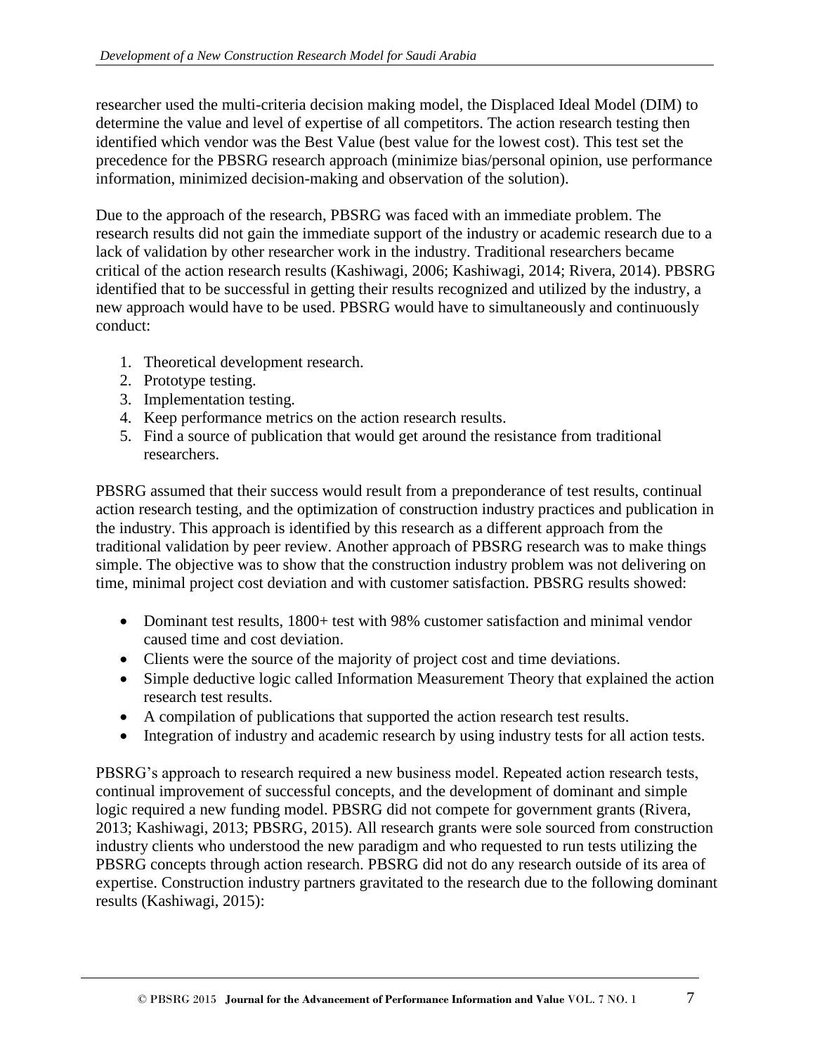researcher used the multi-criteria decision making model, the Displaced Ideal Model (DIM) to determine the value and level of expertise of all competitors. The action research testing then identified which vendor was the Best Value (best value for the lowest cost). This test set the precedence for the PBSRG research approach (minimize bias/personal opinion, use performance information, minimized decision-making and observation of the solution).

Due to the approach of the research, PBSRG was faced with an immediate problem. The research results did not gain the immediate support of the industry or academic research due to a lack of validation by other researcher work in the industry. Traditional researchers became critical of the action research results (Kashiwagi, 2006; Kashiwagi, 2014; Rivera, 2014). PBSRG identified that to be successful in getting their results recognized and utilized by the industry, a new approach would have to be used. PBSRG would have to simultaneously and continuously conduct:

1. Theoretical development research.
2. Prototype testing.
3. Implementation testing.
4. Keep performance metrics on the action research results.
5. Find a source of publication that would get around the resistance from traditional researchers.

PBSRG assumed that their success would result from a preponderance of test results, continual action research testing, and the optimization of construction industry practices and publication in the industry. This approach is identified by this research as a different approach from the traditional validation by peer review. Another approach of PBSRG research was to make things simple. The objective was to show that the construction industry problem was not delivering on time, minimal project cost deviation and with customer satisfaction. PBSRG results showed:

- Dominant test results, 1800+ test with 98% customer satisfaction and minimal vendor caused time and cost deviation.
- Clients were the source of the majority of project cost and time deviations.
- Simple deductive logic called Information Measurement Theory that explained the action research test results.
- A compilation of publications that supported the action research test results.
- Integration of industry and academic research by using industry tests for all action tests.

PBSRG's approach to research required a new business model. Repeated action research tests, continual improvement of successful concepts, and the development of dominant and simple logic required a new funding model. PBSRG did not compete for government grants (Rivera, 2013; Kashiwagi, 2013; PBSRG, 2015). All research grants were sole sourced from construction industry clients who understood the new paradigm and who requested to run tests utilizing the PBSRG concepts through action research. PBSRG did not do any research outside of its area of expertise. Construction industry partners gravitated to the research due to the following dominant results (Kashiwagi, 2015):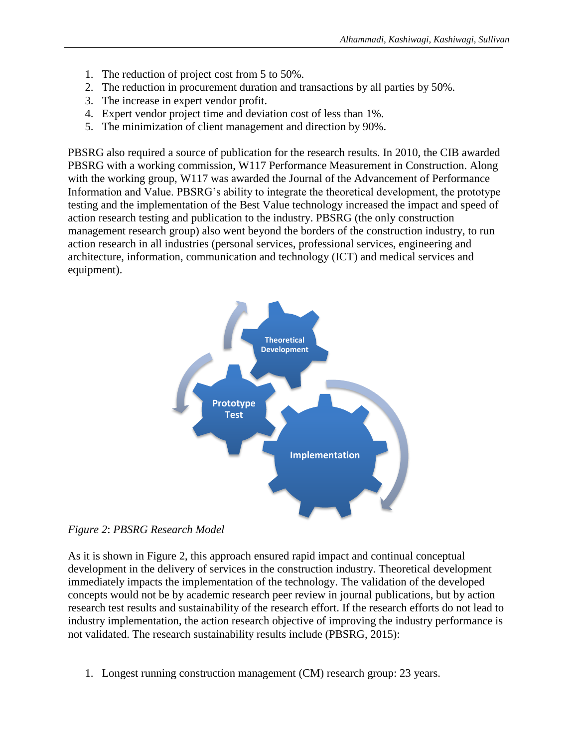1. The reduction of project cost from 5 to 50%.
2. The reduction in procurement duration and transactions by all parties by 50%.
3. The increase in expert vendor profit.
4. Expert vendor project time and deviation cost of less than 1%.
5. The minimization of client management and direction by 90%.

PBSRG also required a source of publication for the research results. In 2010, the CIB awarded PBSRG with a working commission, W117 Performance Measurement in Construction. Along with the working group, W117 was awarded the Journal of the Advancement of Performance Information and Value. PBSRG's ability to integrate the theoretical development, the prototype testing and the implementation of the Best Value technology increased the impact and speed of action research testing and publication to the industry. PBSRG (the only construction management research group) also went beyond the borders of the construction industry, to run action research in all industries (personal services, professional services, engineering and architecture, information, communication and technology (ICT) and medical services and equipment).

*Figure 2*: *PBSRG Research Model*

As it is shown in Figure 2, this approach ensured rapid impact and continual conceptual development in the delivery of services in the construction industry. Theoretical development immediately impacts the implementation of the technology. The validation of the developed concepts would not be by academic research peer review in journal publications, but by action research test results and sustainability of the research effort. If the research efforts do not lead to industry implementation, the action research objective of improving the industry performance is not validated. The research sustainability results include (PBSRG, 2015):

1. Longest running construction management (CM) research group: 23 years.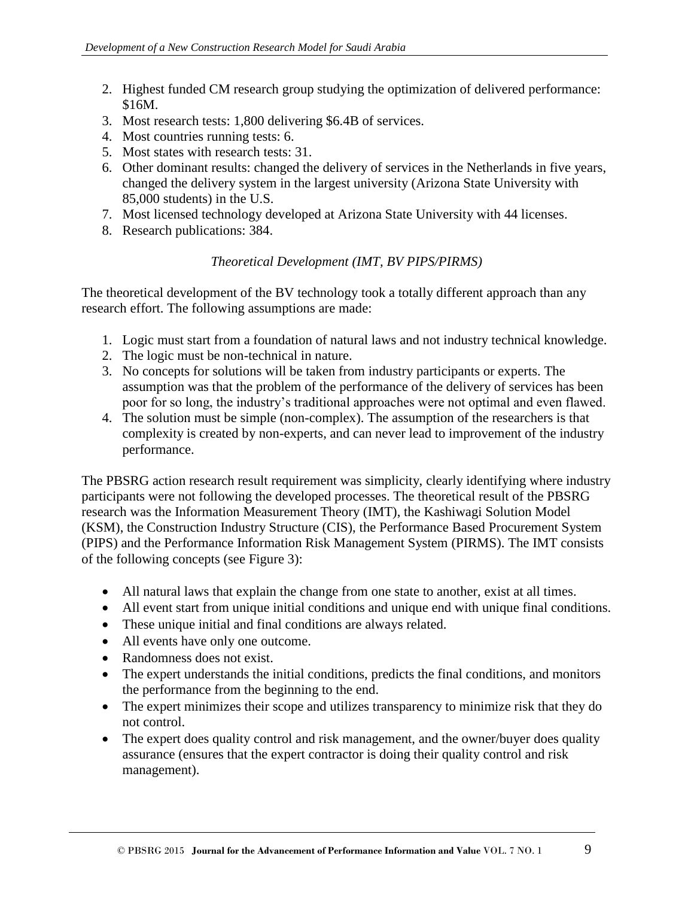2. Highest funded CM research group studying the optimization of delivered performance: $16M.
3. Most research tests: 1,800 delivering $6.4B of services.
4. Most countries running tests: 6.
5. Most states with research tests: 31.
6. Other dominant results: changed the delivery of services in the Netherlands in five years, changed the delivery system in the largest university (Arizona State University with 85,000 students) in the U.S.
7. Most licensed technology developed at Arizona State University with 44 licenses.
8. Research publications: 384.

### *Theoretical Development (IMT, BV PIPS/PIRMS)*

The theoretical development of the BV technology took a totally different approach than any research effort. The following assumptions are made:

1. Logic must start from a foundation of natural laws and not industry technical knowledge.
2. The logic must be non-technical in nature.
3. No concepts for solutions will be taken from industry participants or experts. The assumption was that the problem of the performance of the delivery of services has been poor for so long, the industry's traditional approaches were not optimal and even flawed.
4. The solution must be simple (non-complex). The assumption of the researchers is that complexity is created by non-experts, and can never lead to improvement of the industry performance.

The PBSRG action research result requirement was simplicity, clearly identifying where industry participants were not following the developed processes. The theoretical result of the PBSRG research was the Information Measurement Theory (IMT), the Kashiwagi Solution Model (KSM), the Construction Industry Structure (CIS), the Performance Based Procurement System (PIPS) and the Performance Information Risk Management System (PIRMS). The IMT consists of the following concepts (see Figure 3):

- All natural laws that explain the change from one state to another, exist at all times.
- All event start from unique initial conditions and unique end with unique final conditions.
- These unique initial and final conditions are always related.
- All events have only one outcome.
- Randomness does not exist.
- The expert understands the initial conditions, predicts the final conditions, and monitors the performance from the beginning to the end.
- The expert minimizes their scope and utilizes transparency to minimize risk that they do not control.
- The expert does quality control and risk management, and the owner/buyer does quality assurance (ensures that the expert contractor is doing their quality control and risk management).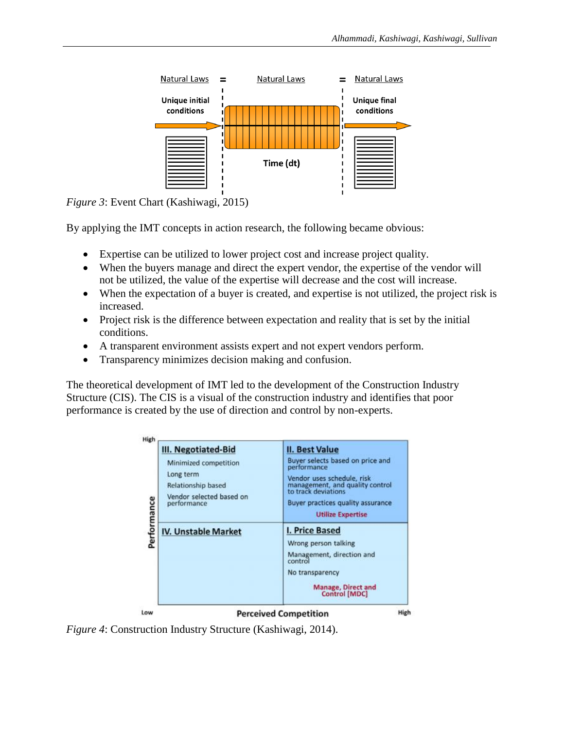*Figure 3*: Event Chart (Kashiwagi, 2015)

By applying the IMT concepts in action research, the following became obvious:

- Expertise can be utilized to lower project cost and increase project quality.
- When the buyers manage and direct the expert vendor, the expertise of the vendor will not be utilized, the value of the expertise will decrease and the cost will increase.
- When the expectation of a buyer is created, and expertise is not utilized, the project risk is increased.
- Project risk is the difference between expectation and reality that is set by the initial conditions.
- A transparent environment assists expert and not expert vendors perform.
- Transparency minimizes decision making and confusion.

The theoretical development of IMT led to the development of the Construction Industry Structure (CIS). The CIS is a visual of the construction industry and identifies that poor performance is created by the use of direction and control by non-experts.

*Figure 4*: Construction Industry Structure (Kashiwagi, 2014).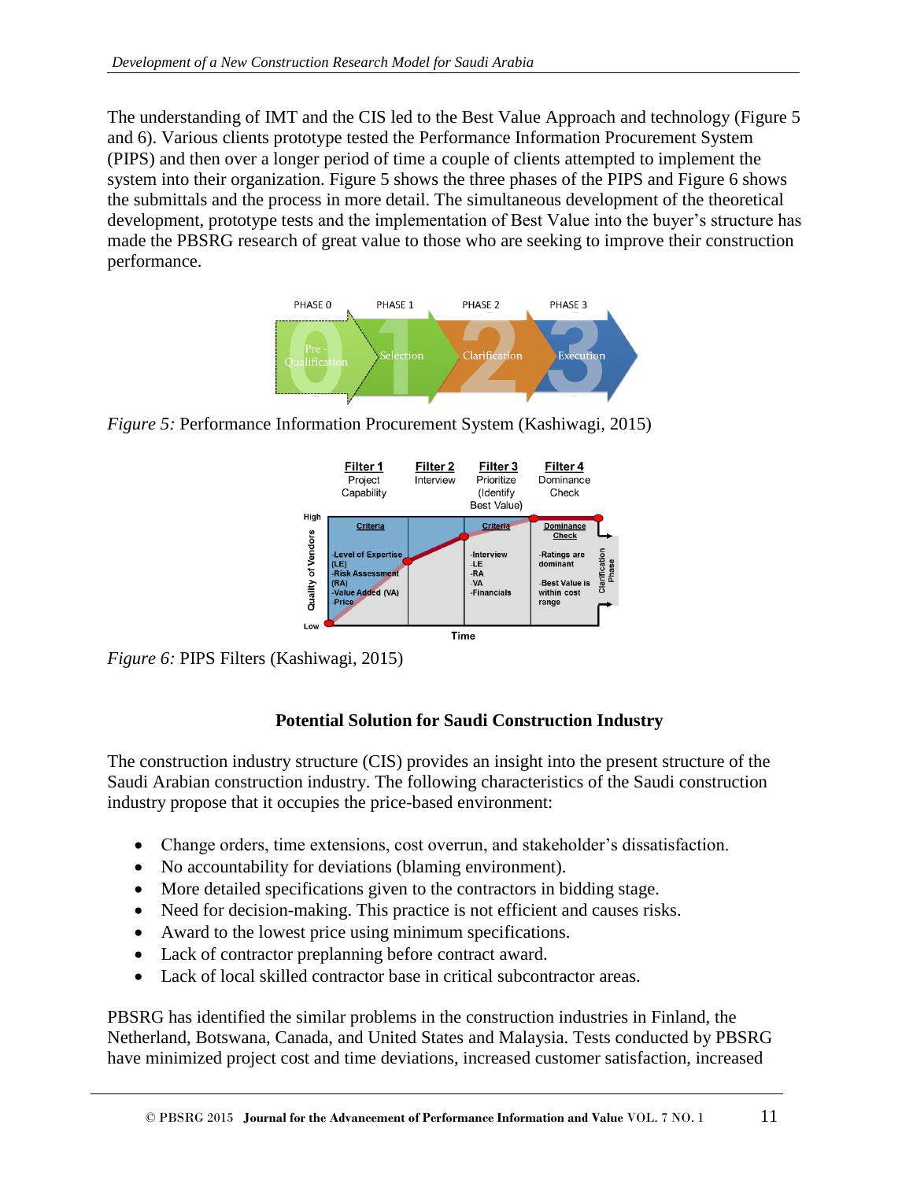The understanding of IMT and the CIS led to the Best Value Approach and technology (Figure 5 and 6). Various clients prototype tested the Performance Information Procurement System (PIPS) and then over a longer period of time a couple of clients attempted to implement the system into their organization. Figure 5 shows the three phases of the PIPS and Figure 6 shows the submittals and the process in more detail. The simultaneous development of the theoretical development, prototype tests and the implementation of Best Value into the buyer's structure has made the PBSRG research of great value to those who are seeking to improve their construction performance.

*Figure 5:* Performance Information Procurement System (Kashiwagi, 2015)

*Figure 6:* PIPS Filters (Kashiwagi, 2015)

## Potential Solution for Saudi Construction Industry

The construction industry structure (CIS) provides an insight into the present structure of the Saudi Arabian construction industry. The following characteristics of the Saudi construction industry propose that it occupies the price-based environment:

- Change orders, time extensions, cost overrun, and stakeholder's dissatisfaction.
- No accountability for deviations (blaming environment).
- More detailed specifications given to the contractors in bidding stage.
- Need for decision-making. This practice is not efficient and causes risks.
- Award to the lowest price using minimum specifications.
- Lack of contractor preplanning before contract award.
- Lack of local skilled contractor base in critical subcontractor areas.

PBSRG has identified the similar problems in the construction industries in Finland, the Netherland, Botswana, Canada, and United States and Malaysia. Tests conducted by PBSRG have minimized project cost and time deviations, increased customer satisfaction, increased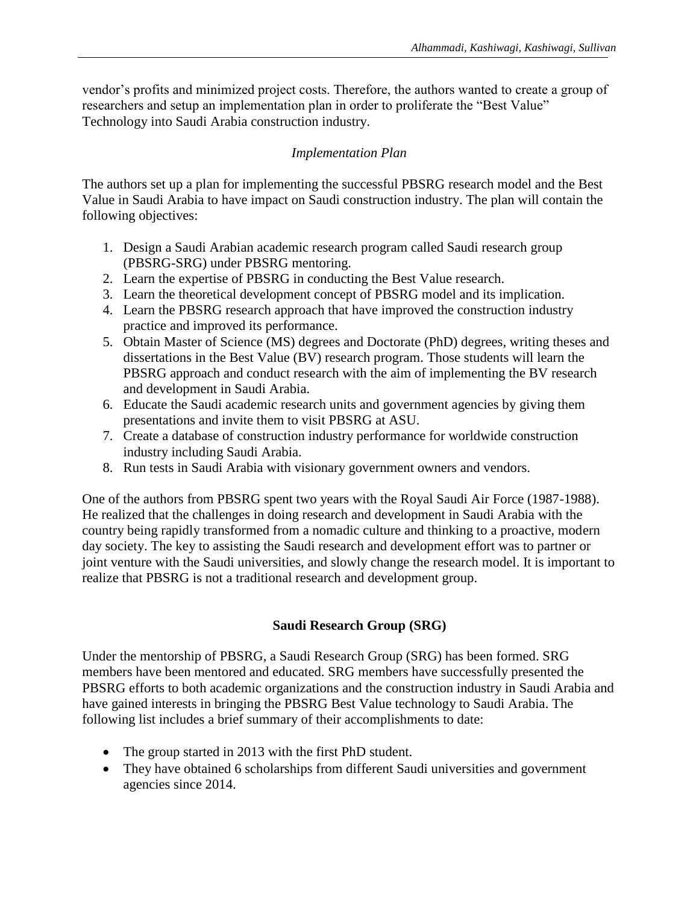vendor's profits and minimized project costs. Therefore, the authors wanted to create a group of researchers and setup an implementation plan in order to proliferate the "Best Value" Technology into Saudi Arabia construction industry.

### *Implementation Plan*

The authors set up a plan for implementing the successful PBSRG research model and the Best Value in Saudi Arabia to have impact on Saudi construction industry. The plan will contain the following objectives:

1. Design a Saudi Arabian academic research program called Saudi research group (PBSRG-SRG) under PBSRG mentoring.
2. Learn the expertise of PBSRG in conducting the Best Value research.
3. Learn the theoretical development concept of PBSRG model and its implication.
4. Learn the PBSRG research approach that have improved the construction industry practice and improved its performance.
5. Obtain Master of Science (MS) degrees and Doctorate (PhD) degrees, writing theses and dissertations in the Best Value (BV) research program. Those students will learn the PBSRG approach and conduct research with the aim of implementing the BV research and development in Saudi Arabia.
6. Educate the Saudi academic research units and government agencies by giving them presentations and invite them to visit PBSRG at ASU.
7. Create a database of construction industry performance for worldwide construction industry including Saudi Arabia.
8. Run tests in Saudi Arabia with visionary government owners and vendors.

One of the authors from PBSRG spent two years with the Royal Saudi Air Force (1987-1988). He realized that the challenges in doing research and development in Saudi Arabia with the country being rapidly transformed from a nomadic culture and thinking to a proactive, modern day society. The key to assisting the Saudi research and development effort was to partner or joint venture with the Saudi universities, and slowly change the research model. It is important to realize that PBSRG is not a traditional research and development group.

## Saudi Research Group (SRG)

Under the mentorship of PBSRG, a Saudi Research Group (SRG) has been formed. SRG members have been mentored and educated. SRG members have successfully presented the PBSRG efforts to both academic organizations and the construction industry in Saudi Arabia and have gained interests in bringing the PBSRG Best Value technology to Saudi Arabia. The following list includes a brief summary of their accomplishments to date:

- The group started in 2013 with the first PhD student.
- They have obtained 6 scholarships from different Saudi universities and government agencies since 2014.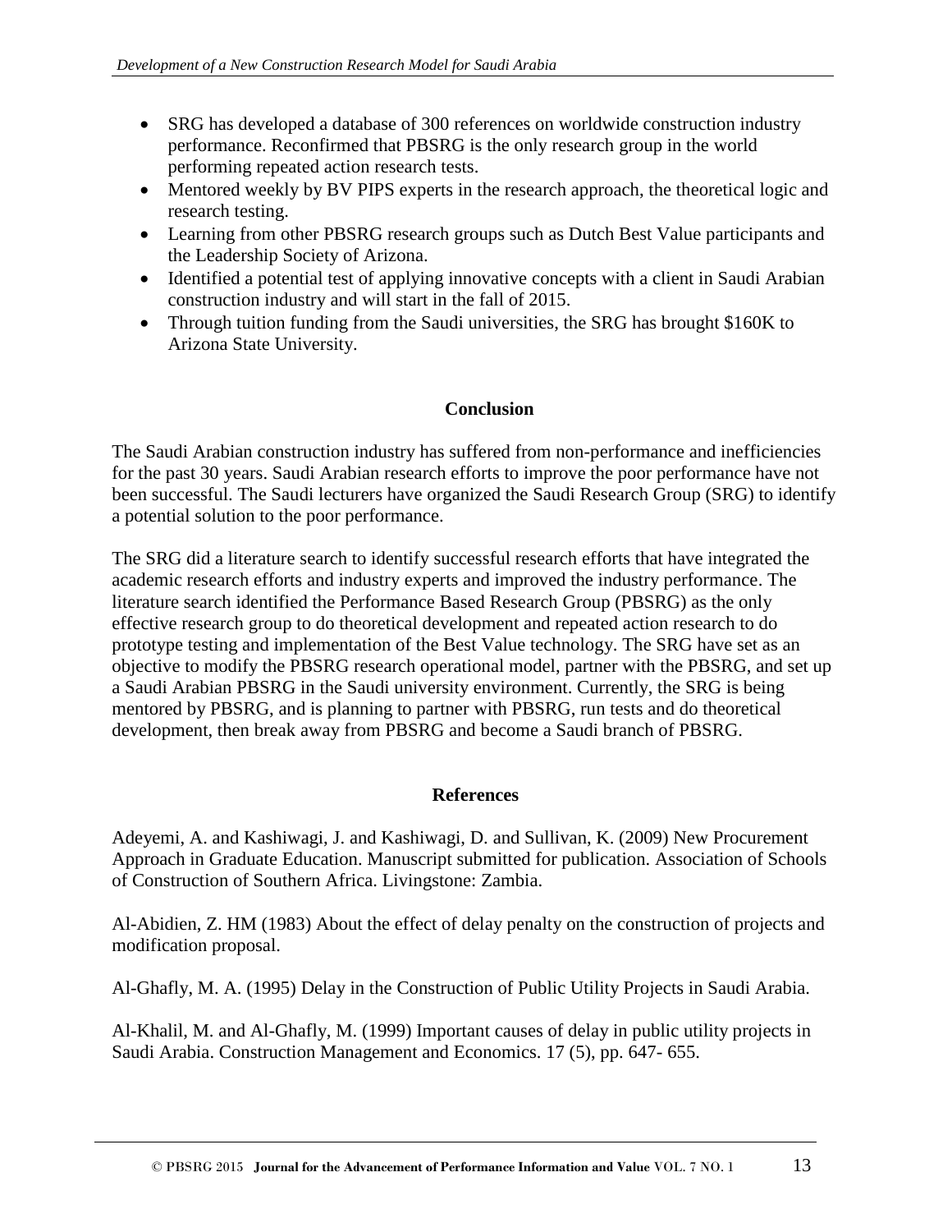- SRG has developed a database of 300 references on worldwide construction industry performance. Reconfirmed that PBSRG is the only research group in the world performing repeated action research tests.
- Mentored weekly by BV PIPS experts in the research approach, the theoretical logic and research testing.
- Learning from other PBSRG research groups such as Dutch Best Value participants and the Leadership Society of Arizona.
- Identified a potential test of applying innovative concepts with a client in Saudi Arabian construction industry and will start in the fall of 2015.
- Through tuition funding from the Saudi universities, the SRG has brought $160K to Arizona State University.

## Conclusion

The Saudi Arabian construction industry has suffered from non-performance and inefficiencies for the past 30 years. Saudi Arabian research efforts to improve the poor performance have not been successful. The Saudi lecturers have organized the Saudi Research Group (SRG) to identify a potential solution to the poor performance.

The SRG did a literature search to identify successful research efforts that have integrated the academic research efforts and industry experts and improved the industry performance. The literature search identified the Performance Based Research Group (PBSRG) as the only effective research group to do theoretical development and repeated action research to do prototype testing and implementation of the Best Value technology. The SRG have set as an objective to modify the PBSRG research operational model, partner with the PBSRG, and set up a Saudi Arabian PBSRG in the Saudi university environment. Currently, the SRG is being mentored by PBSRG, and is planning to partner with PBSRG, run tests and do theoretical development, then break away from PBSRG and become a Saudi branch of PBSRG.

## References

Adeyemi, A. and Kashiwagi, J. and Kashiwagi, D. and Sullivan, K. (2009) New Procurement Approach in Graduate Education. Manuscript submitted for publication. Association of Schools of Construction of Southern Africa. Livingstone: Zambia.

Al-Abidien, Z. HM (1983) About the effect of delay penalty on the construction of projects and modification proposal.

Al-Ghafly, M. A. (1995) Delay in the Construction of Public Utility Projects in Saudi Arabia.

Al-Khalil, M. and Al-Ghafly, M. (1999) Important causes of delay in public utility projects in Saudi Arabia. Construction Management and Economics. 17 (5), pp. 647- 655.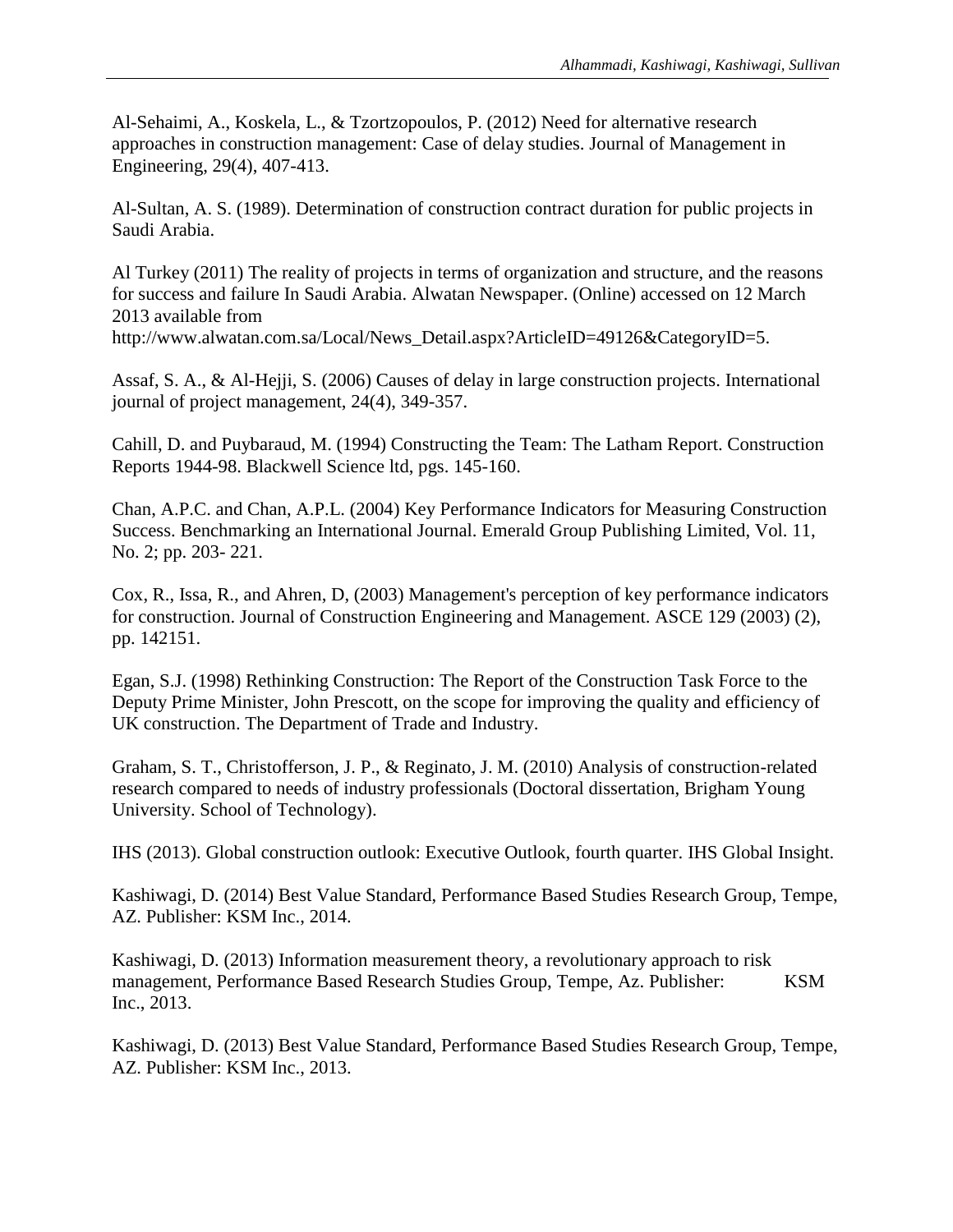Al-Sehaimi, A., Koskela, L., & Tzortzopoulos, P. (2012) Need for alternative research approaches in construction management: Case of delay studies. Journal of Management in Engineering, 29(4), 407-413.

Al-Sultan, A. S. (1989). Determination of construction contract duration for public projects in Saudi Arabia.

Al Turkey (2011) The reality of projects in terms of organization and structure, and the reasons for success and failure In Saudi Arabia. Alwatan Newspaper. (Online) accessed on 12 March 2013 available from http://www.alwatan.com.sa/Local/News_Detail.aspx?ArticleID=49126&CategoryID=5.

Assaf, S. A., & Al-Hejji, S. (2006) Causes of delay in large construction projects. International journal of project management, 24(4), 349-357.

Cahill, D. and Puybaraud, M. (1994) Constructing the Team: The Latham Report. Construction Reports 1944-98. Blackwell Science ltd, pgs. 145-160.

Chan, A.P.C. and Chan, A.P.L. (2004) Key Performance Indicators for Measuring Construction Success. Benchmarking an International Journal. Emerald Group Publishing Limited, Vol. 11, No. 2; pp. 203- 221.

Cox, R., Issa, R., and Ahren, D, (2003) Management's perception of key performance indicators for construction. Journal of Construction Engineering and Management. ASCE 129 (2003) (2), pp. 142151.

Egan, S.J. (1998) Rethinking Construction: The Report of the Construction Task Force to the Deputy Prime Minister, John Prescott, on the scope for improving the quality and efficiency of UK construction. The Department of Trade and Industry.

Graham, S. T., Christofferson, J. P., & Reginato, J. M. (2010) Analysis of construction-related research compared to needs of industry professionals (Doctoral dissertation, Brigham Young University. School of Technology).

IHS (2013). Global construction outlook: Executive Outlook, fourth quarter. IHS Global Insight.

Kashiwagi, D. (2014) Best Value Standard, Performance Based Studies Research Group, Tempe, AZ. Publisher: KSM Inc., 2014.

Kashiwagi, D. (2013) Information measurement theory, a revolutionary approach to risk management, Performance Based Research Studies Group, Tempe, Az. Publisher: KSM Inc., 2013.

Kashiwagi, D. (2013) Best Value Standard, Performance Based Studies Research Group, Tempe, AZ. Publisher: KSM Inc., 2013.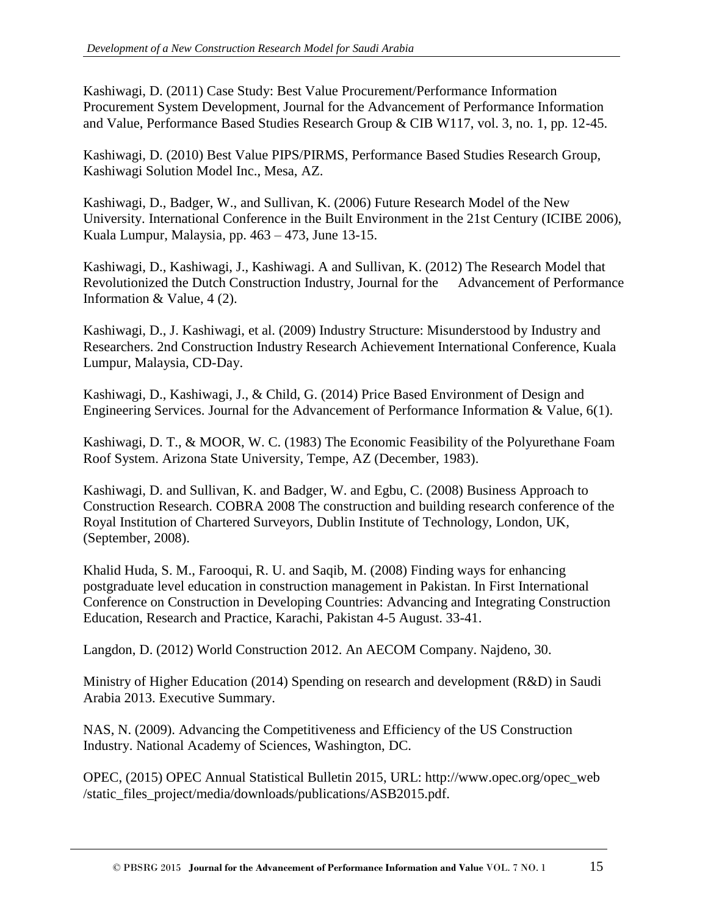Kashiwagi, D. (2011) Case Study: Best Value Procurement/Performance Information Procurement System Development, Journal for the Advancement of Performance Information and Value, Performance Based Studies Research Group & CIB W117, vol. 3, no. 1, pp. 12-45.

Kashiwagi, D. (2010) Best Value PIPS/PIRMS, Performance Based Studies Research Group, Kashiwagi Solution Model Inc., Mesa, AZ.

Kashiwagi, D., Badger, W., and Sullivan, K. (2006) Future Research Model of the New University. International Conference in the Built Environment in the 21st Century (ICIBE 2006), Kuala Lumpur, Malaysia, pp. 463 – 473, June 13-15.

Kashiwagi, D., Kashiwagi, J., Kashiwagi. A and Sullivan, K. (2012) The Research Model that Revolutionized the Dutch Construction Industry, Journal for the Advancement of Performance Information & Value, 4 (2).

Kashiwagi, D., J. Kashiwagi, et al. (2009) Industry Structure: Misunderstood by Industry and Researchers. 2nd Construction Industry Research Achievement International Conference, Kuala Lumpur, Malaysia, CD-Day.

Kashiwagi, D., Kashiwagi, J., & Child, G. (2014) Price Based Environment of Design and Engineering Services. Journal for the Advancement of Performance Information & Value, 6(1).

Kashiwagi, D. T., & MOOR, W. C. (1983) The Economic Feasibility of the Polyurethane Foam Roof System. Arizona State University, Tempe, AZ (December, 1983).

Kashiwagi, D. and Sullivan, K. and Badger, W. and Egbu, C. (2008) Business Approach to Construction Research. COBRA 2008 The construction and building research conference of the Royal Institution of Chartered Surveyors, Dublin Institute of Technology, London, UK, (September, 2008).

Khalid Huda, S. M., Farooqui, R. U. and Saqib, M. (2008) Finding ways for enhancing postgraduate level education in construction management in Pakistan. In First International Conference on Construction in Developing Countries: Advancing and Integrating Construction Education, Research and Practice, Karachi, Pakistan 4-5 August. 33-41.

Langdon, D. (2012) World Construction 2012. An AECOM Company. Najdeno, 30.

Ministry of Higher Education (2014) Spending on research and development (R&D) in Saudi Arabia 2013. Executive Summary.

NAS, N. (2009). Advancing the Competitiveness and Efficiency of the US Construction Industry. National Academy of Sciences, Washington, DC.

OPEC, (2015) OPEC Annual Statistical Bulletin 2015, URL: http://www.opec.org/opec_web /static_files_project/media/downloads/publications/ASB2015.pdf.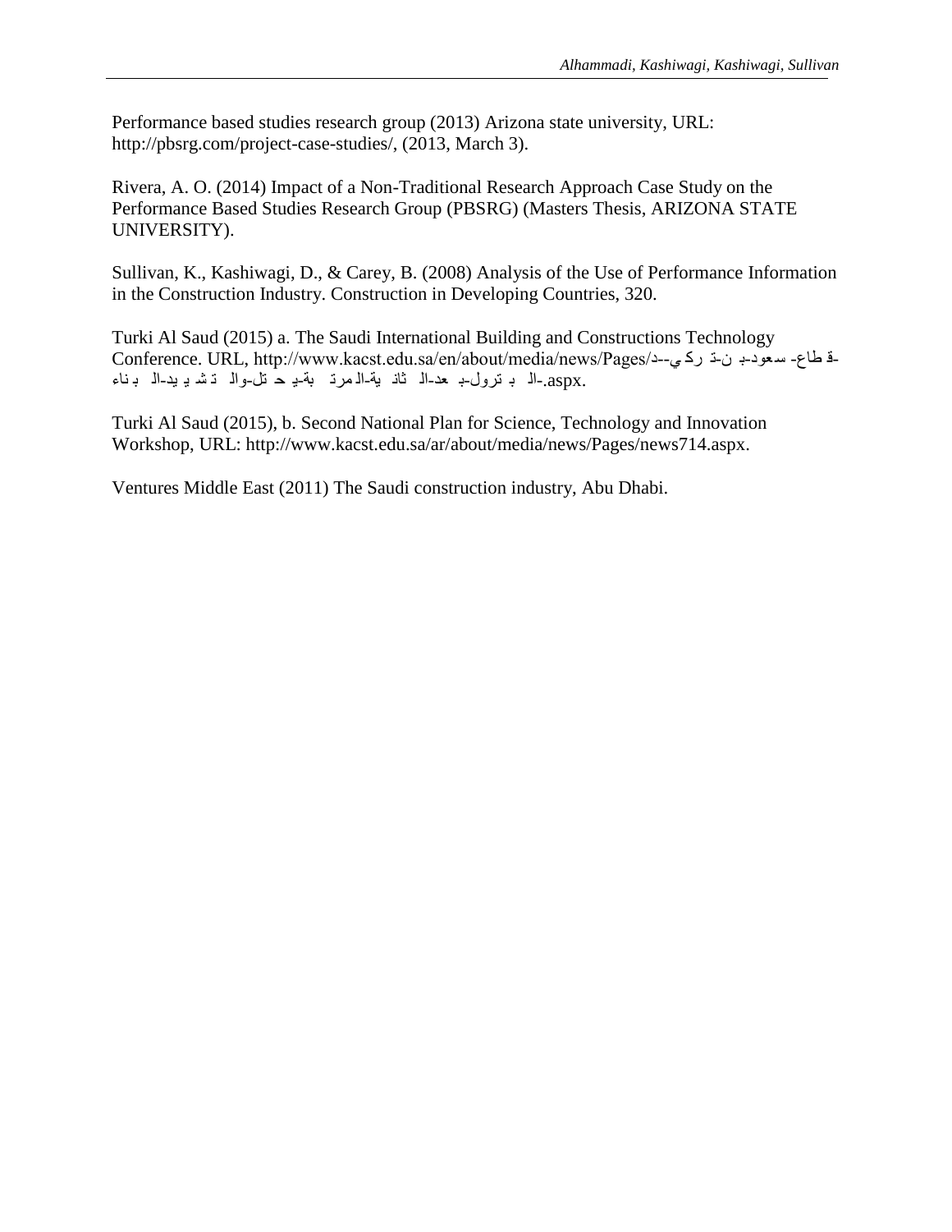Performance based studies research group (2013) Arizona state university, URL: http://pbsrg.com/project-case-studies/, (2013, March 3).

Rivera, A. O. (2014) Impact of a Non-Traditional Research Approach Case Study on the Performance Based Studies Research Group (PBSRG) (Masters Thesis, ARIZONA STATE UNIVERSITY).

Sullivan, K., Kashiwagi, D., & Carey, B. (2008) Analysis of the Use of Performance Information in the Construction Industry. Construction in Developing Countries, 320.

Turki Al Saud (2015) a. The Saudi International Building and Constructions Technology Conference. URL, http://www.kacst.edu.sa/en/about/media/news/Pages/د--تركي-بن-سعود-قطاع-البناء-والتشييد-يحتل-المرتبة-الثانية-بعد-البترول-.aspx.

Turki Al Saud (2015), b. Second National Plan for Science, Technology and Innovation Workshop, URL: http://www.kacst.edu.sa/ar/about/media/news/Pages/news714.aspx.

Ventures Middle East (2011) The Saudi construction industry, Abu Dhabi.